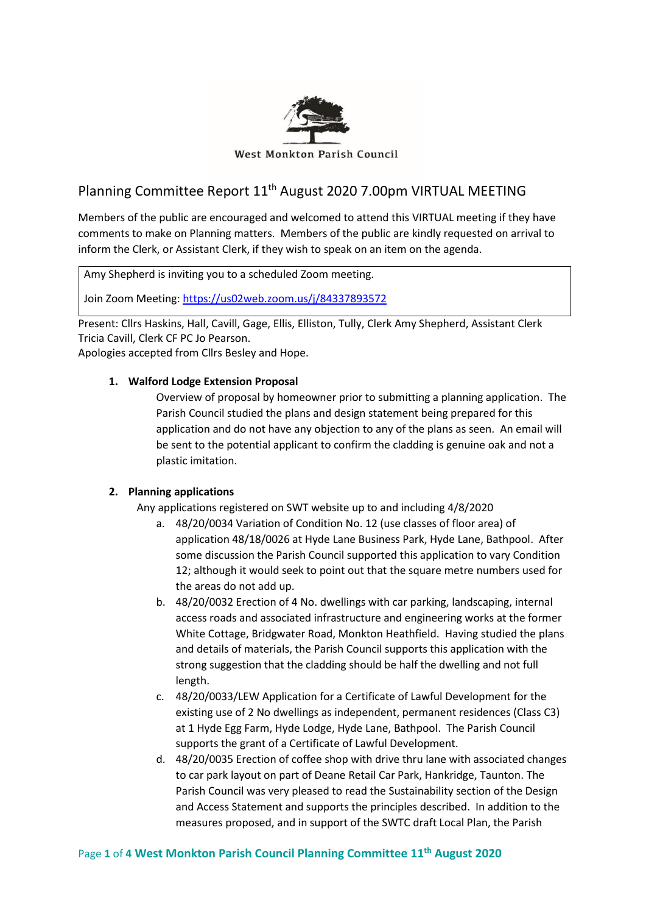West Monkton Parish Council

# Planning Committee Report 11th August 2020 7.00pm VIRTUAL MEETING

Members of the public are encouraged and welcomed to attend this VIRTUAL meeting if they have comments to make on Planning matters. Members of the public are kindly requested on arrival to inform the Clerk, or Assistant Clerk, if they wish to speak on an item on the agenda.

Amy Shepherd is inviting you to a scheduled Zoom meeting.

Join Zoom Meeting: https://us02web.zoom.us/j/84337893572

Present: Cllrs Haskins, Hall, Cavill, Gage, Ellis, Elliston, Tully, Clerk Amy Shepherd, Assistant Clerk Tricia Cavill, Clerk CF PC Jo Pearson.
Apologies accepted from Cllrs Besley and Hope.

1. **Walford Lodge Extension Proposal**

   Overview of proposal by homeowner prior to submitting a planning application. The Parish Council studied the plans and design statement being prepared for this application and do not have any objection to any of the plans as seen. An email will be sent to the potential applicant to confirm the cladding is genuine oak and not a plastic imitation.

2. **Planning applications**

   Any applications registered on SWT website up to and including 4/8/2020

   a. 48/20/0034 Variation of Condition No. 12 (use classes of floor area) of application 48/18/0026 at Hyde Lane Business Park, Hyde Lane, Bathpool. After some discussion the Parish Council supported this application to vary Condition 12; although it would seek to point out that the square metre numbers used for the areas do not add up.
   b. 48/20/0032 Erection of 4 No. dwellings with car parking, landscaping, internal access roads and associated infrastructure and engineering works at the former White Cottage, Bridgwater Road, Monkton Heathfield. Having studied the plans and details of materials, the Parish Council supports this application with the strong suggestion that the cladding should be half the dwelling and not full length.
   c. 48/20/0033/LEW Application for a Certificate of Lawful Development for the existing use of 2 No dwellings as independent, permanent residences (Class C3) at 1 Hyde Egg Farm, Hyde Lodge, Hyde Lane, Bathpool. The Parish Council supports the grant of a Certificate of Lawful Development.
   d. 48/20/0035 Erection of coffee shop with drive thru lane with associated changes to car park layout on part of Deane Retail Car Park, Hankridge, Taunton. The Parish Council was very pleased to read the Sustainability section of the Design and Access Statement and supports the principles described. In addition to the measures proposed, and in support of the SWTC draft Local Plan, the Parish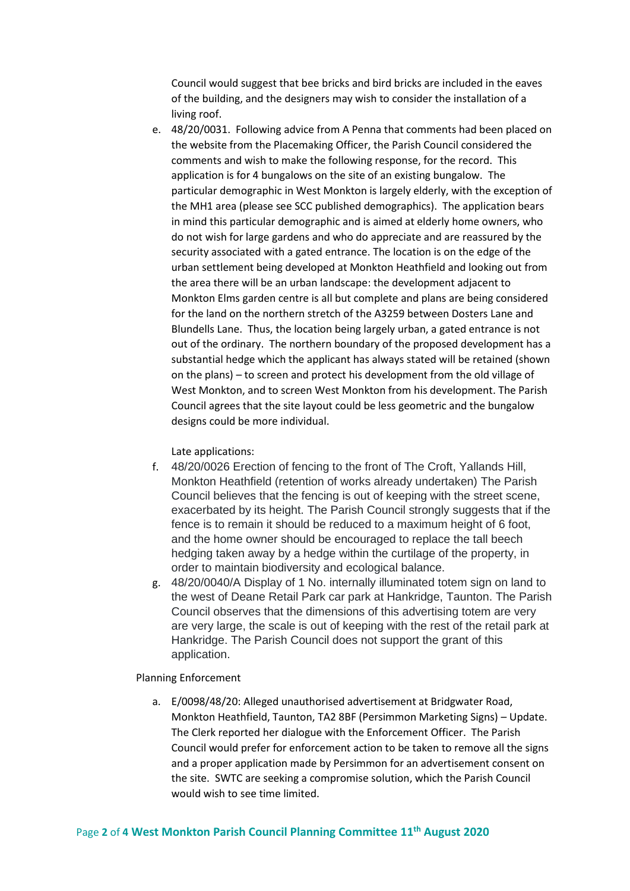Council would suggest that bee bricks and bird bricks are included in the eaves of the building, and the designers may wish to consider the installation of a living roof.

e. 48/20/0031. Following advice from A Penna that comments had been placed on the website from the Placemaking Officer, the Parish Council considered the comments and wish to make the following response, for the record. This application is for 4 bungalows on the site of an existing bungalow. The particular demographic in West Monkton is largely elderly, with the exception of the MH1 area (please see SCC published demographics). The application bears in mind this particular demographic and is aimed at elderly home owners, who do not wish for large gardens and who do appreciate and are reassured by the security associated with a gated entrance. The location is on the edge of the urban settlement being developed at Monkton Heathfield and looking out from the area there will be an urban landscape: the development adjacent to Monkton Elms garden centre is all but complete and plans are being considered for the land on the northern stretch of the A3259 between Dosters Lane and Blundells Lane. Thus, the location being largely urban, a gated entrance is not out of the ordinary. The northern boundary of the proposed development has a substantial hedge which the applicant has always stated will be retained (shown on the plans) – to screen and protect his development from the old village of West Monkton, and to screen West Monkton from his development. The Parish Council agrees that the site layout could be less geometric and the bungalow designs could be more individual.

Late applications:

f. 48/20/0026 Erection of fencing to the front of The Croft, Yallands Hill, Monkton Heathfield (retention of works already undertaken) The Parish Council believes that the fencing is out of keeping with the street scene, exacerbated by its height. The Parish Council strongly suggests that if the fence is to remain it should be reduced to a maximum height of 6 foot, and the home owner should be encouraged to replace the tall beech hedging taken away by a hedge within the curtilage of the property, in order to maintain biodiversity and ecological balance.
g. 48/20/0040/A Display of 1 No. internally illuminated totem sign on land to the west of Deane Retail Park car park at Hankridge, Taunton. The Parish Council observes that the dimensions of this advertising totem are very are very large, the scale is out of keeping with the rest of the retail park at Hankridge. The Parish Council does not support the grant of this application.

Planning Enforcement

a. E/0098/48/20: Alleged unauthorised advertisement at Bridgwater Road, Monkton Heathfield, Taunton, TA2 8BF (Persimmon Marketing Signs) – Update. The Clerk reported her dialogue with the Enforcement Officer. The Parish Council would prefer for enforcement action to be taken to remove all the signs and a proper application made by Persimmon for an advertisement consent on the site. SWTC are seeking a compromise solution, which the Parish Council would wish to see time limited.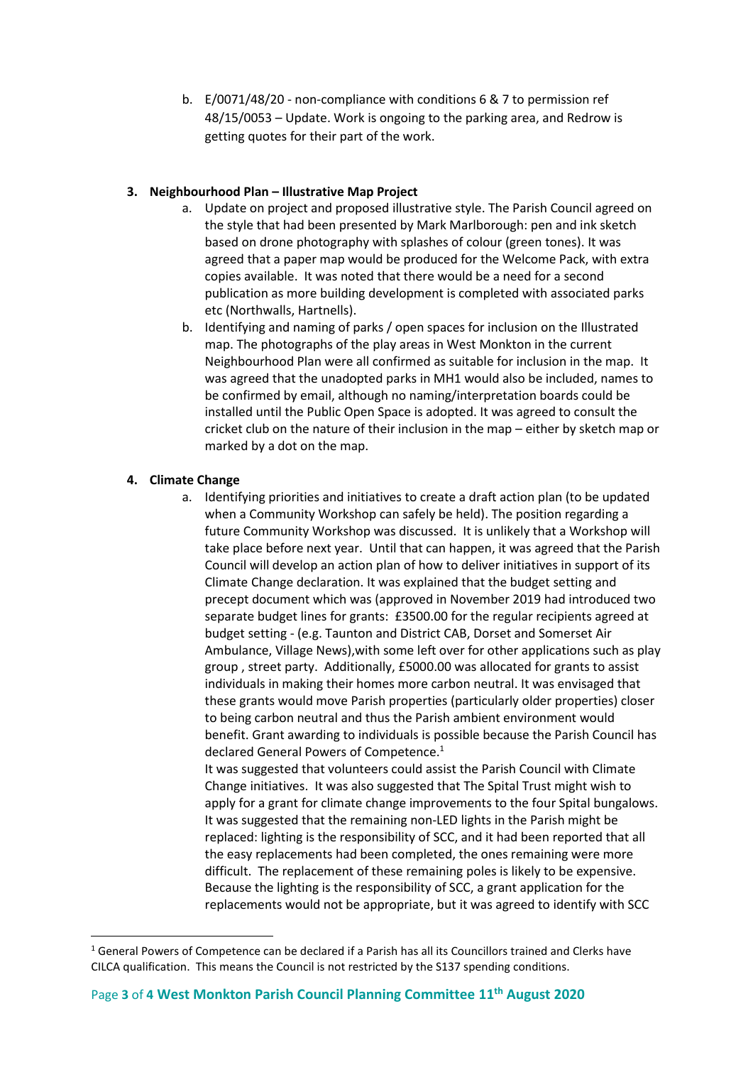b. E/0071/48/20 - non-compliance with conditions 6 & 7 to permission ref 48/15/0053 – Update. Work is ongoing to the parking area, and Redrow is getting quotes for their part of the work.

### 3. Neighbourhood Plan – Illustrative Map Project

a. Update on project and proposed illustrative style. The Parish Council agreed on the style that had been presented by Mark Marlborough: pen and ink sketch based on drone photography with splashes of colour (green tones). It was agreed that a paper map would be produced for the Welcome Pack, with extra copies available. It was noted that there would be a need for a second publication as more building development is completed with associated parks etc (Northwalls, Hartnells).

b. Identifying and naming of parks / open spaces for inclusion on the Illustrated map. The photographs of the play areas in West Monkton in the current Neighbourhood Plan were all confirmed as suitable for inclusion in the map. It was agreed that the unadopted parks in MH1 would also be included, names to be confirmed by email, although no naming/interpretation boards could be installed until the Public Open Space is adopted. It was agreed to consult the cricket club on the nature of their inclusion in the map – either by sketch map or marked by a dot on the map.

### 4. Climate Change

a. Identifying priorities and initiatives to create a draft action plan (to be updated when a Community Workshop can safely be held). The position regarding a future Community Workshop was discussed. It is unlikely that a Workshop will take place before next year. Until that can happen, it was agreed that the Parish Council will develop an action plan of how to deliver initiatives in support of its Climate Change declaration. It was explained that the budget setting and precept document which was (approved in November 2019 had introduced two separate budget lines for grants: £3500.00 for the regular recipients agreed at budget setting - (e.g. Taunton and District CAB, Dorset and Somerset Air Ambulance, Village News),with some left over for other applications such as play group , street party. Additionally, £5000.00 was allocated for grants to assist individuals in making their homes more carbon neutral. It was envisaged that these grants would move Parish properties (particularly older properties) closer to being carbon neutral and thus the Parish ambient environment would benefit. Grant awarding to individuals is possible because the Parish Council has declared General Powers of Competence.[1]

It was suggested that volunteers could assist the Parish Council with Climate Change initiatives. It was also suggested that The Spital Trust might wish to apply for a grant for climate change improvements to the four Spital bungalows. It was suggested that the remaining non-LED lights in the Parish might be replaced: lighting is the responsibility of SCC, and it had been reported that all the easy replacements had been completed, the ones remaining were more difficult. The replacement of these remaining poles is likely to be expensive. Because the lighting is the responsibility of SCC, a grant application for the replacements would not be appropriate, but it was agreed to identify with SCC

[1] General Powers of Competence can be declared if a Parish has all its Councillors trained and Clerks have CILCA qualification. This means the Council is not restricted by the S137 spending conditions.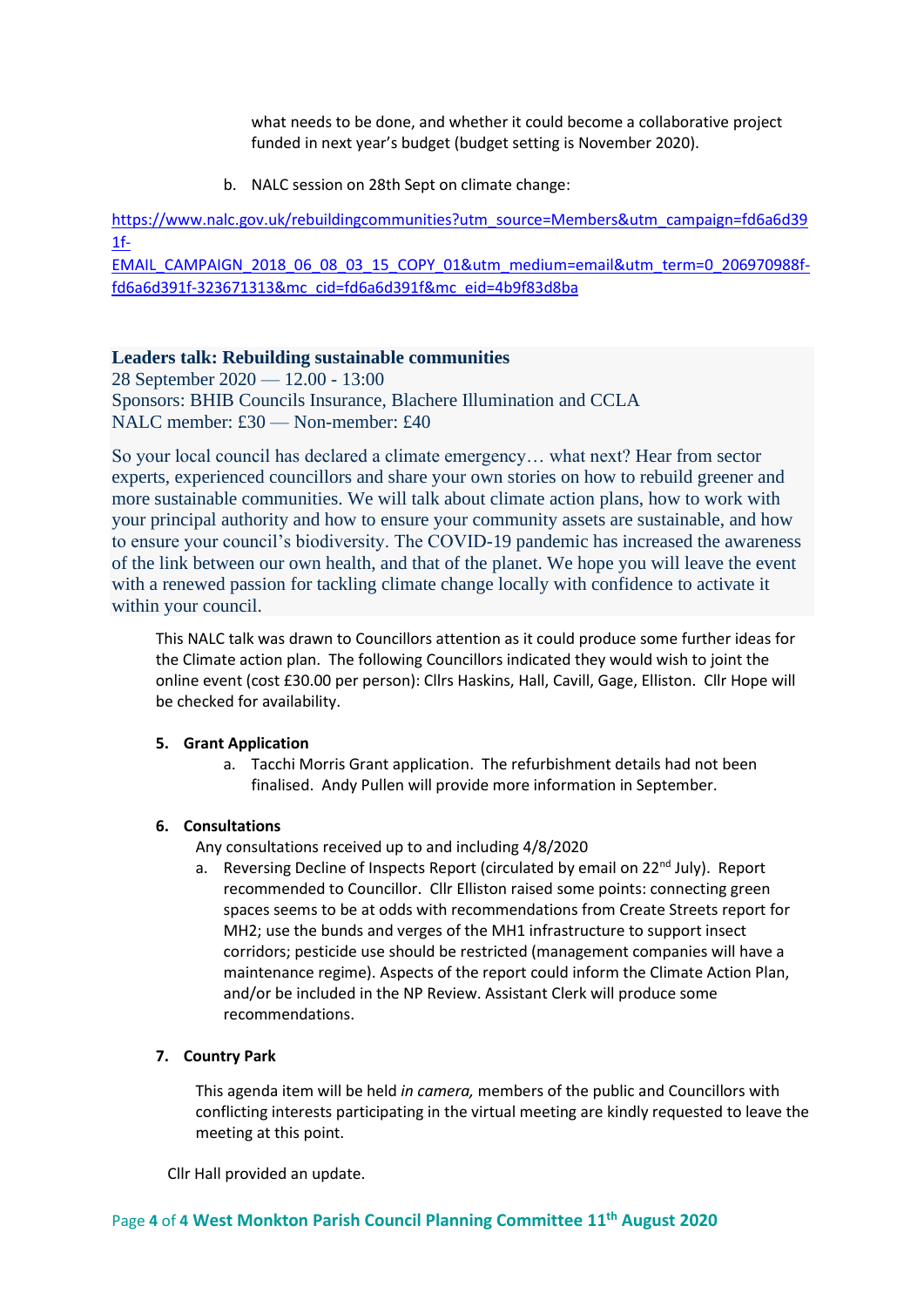what needs to be done, and whether it could become a collaborative project funded in next year's budget (budget setting is November 2020).

b. NALC session on 28th Sept on climate change:

https://www.nalc.gov.uk/rebuildingcommunities?utm_source=Members&utm_campaign=fd6a6d391f-EMAIL_CAMPAIGN_2018_06_08_03_15_COPY_01&utm_medium=email&utm_term=0_206970988f-fd6a6d391f-323671313&mc_cid=fd6a6d391f&mc_eid=4b9f83d8ba

**Leaders talk: Rebuilding sustainable communities**
28 September 2020 — 12.00 - 13:00
Sponsors: BHIB Councils Insurance, Blachere Illumination and CCLA
NALC member: £30 — Non-member: £40

So your local council has declared a climate emergency… what next? Hear from sector experts, experienced councillors and share your own stories on how to rebuild greener and more sustainable communities. We will talk about climate action plans, how to work with your principal authority and how to ensure your community assets are sustainable, and how to ensure your council's biodiversity. The COVID-19 pandemic has increased the awareness of the link between our own health, and that of the planet. We hope you will leave the event with a renewed passion for tackling climate change locally with confidence to activate it within your council.

This NALC talk was drawn to Councillors attention as it could produce some further ideas for the Climate action plan. The following Councillors indicated they would wish to joint the online event (cost £30.00 per person): Cllrs Haskins, Hall, Cavill, Gage, Elliston. Cllr Hope will be checked for availability.

**5. Grant Application**

a. Tacchi Morris Grant application. The refurbishment details had not been finalised. Andy Pullen will provide more information in September.

**6. Consultations**

Any consultations received up to and including 4/8/2020

a. Reversing Decline of Inspects Report (circulated by email on 22nd July). Report recommended to Councillor. Cllr Elliston raised some points: connecting green spaces seems to be at odds with recommendations from Create Streets report for MH2; use the bunds and verges of the MH1 infrastructure to support insect corridors; pesticide use should be restricted (management companies will have a maintenance regime). Aspects of the report could inform the Climate Action Plan, and/or be included in the NP Review. Assistant Clerk will produce some recommendations.

**7. Country Park**

This agenda item will be held *in camera,* members of the public and Councillors with conflicting interests participating in the virtual meeting are kindly requested to leave the meeting at this point.

Cllr Hall provided an update.